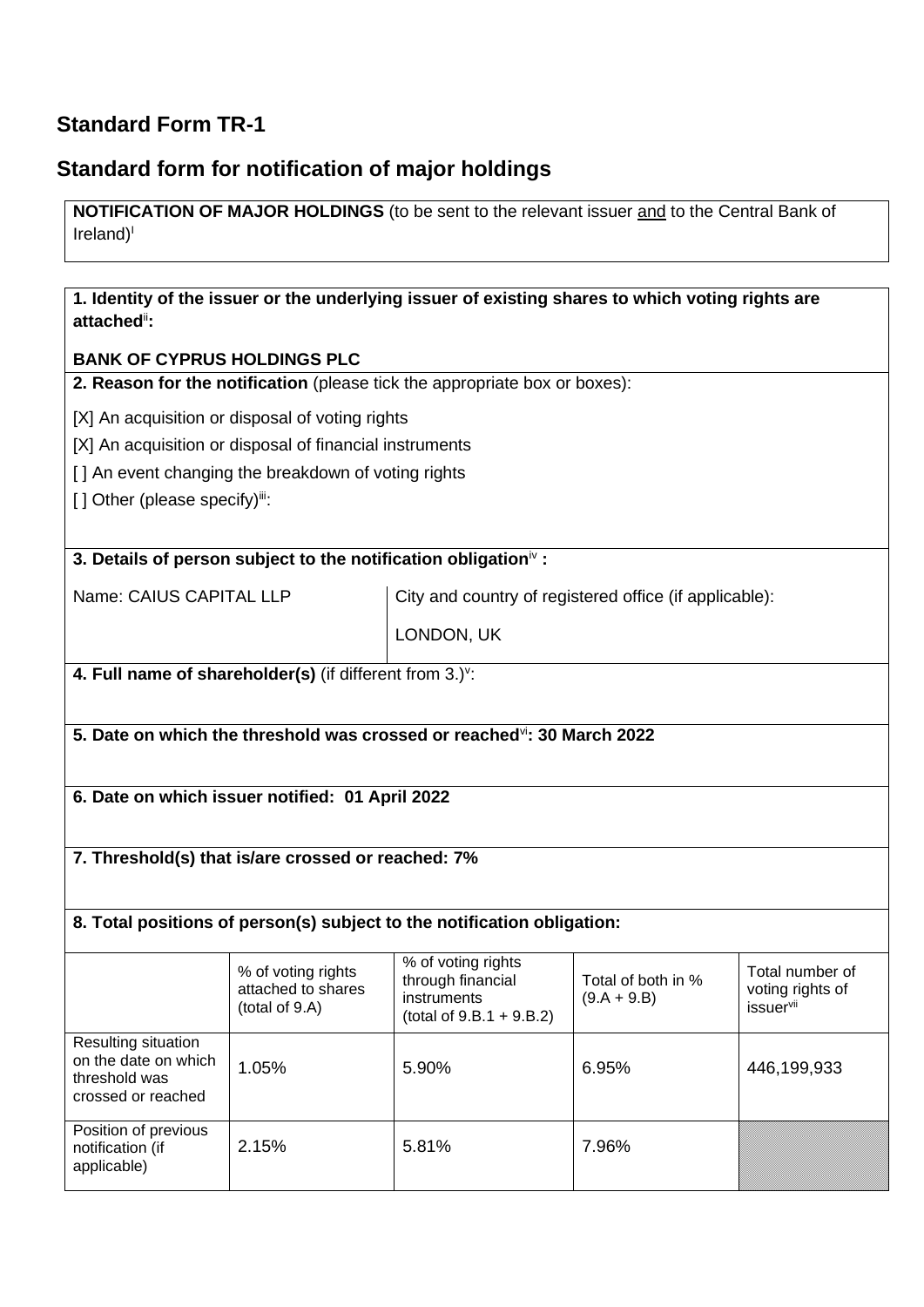## Standard Form TR-1

## Standard form for notification of major holdings

**NOTIFICATION OF MAJOR HOLDINGS** (to be sent to the relevant issuer and to the Central Bank of Ireland)[i]

**1. Identity of the issuer or the underlying issuer of existing shares to which voting rights are attached[ii]:**

**BANK OF CYPRUS HOLDINGS PLC**

**2. Reason for the notification** (please tick the appropriate box or boxes):

[X] An acquisition or disposal of voting rights

[X] An acquisition or disposal of financial instruments

[ ] An event changing the breakdown of voting rights

[ ] Other (please specify)[iii]:

**3. Details of person subject to the notification obligation[iv] :**

Name: CAIUS CAPITAL LLP

City and country of registered office (if applicable):

LONDON, UK

**4. Full name of shareholder(s)** (if different from 3.)[v]:

**5. Date on which the threshold was crossed or reached[vi]: 30 March 2022**

**6. Date on which issuer notified: 01 April 2022**

**7. Threshold(s) that is/are crossed or reached: 7%**

**8. Total positions of person(s) subject to the notification obligation:**

| | % of voting rights attached to shares (total of 9.A) | % of voting rights through financial instruments (total of 9.B.1 + 9.B.2) | Total of both in % (9.A + 9.B) | Total number of voting rights of issuer[vii] |
|---|---|---|---|---|
| Resulting situation on the date on which threshold was crossed or reached | 1.05% | 5.90% | 6.95% | 446,199,933 |
| Position of previous notification (if applicable) | 2.15% | 5.81% | 7.96% | |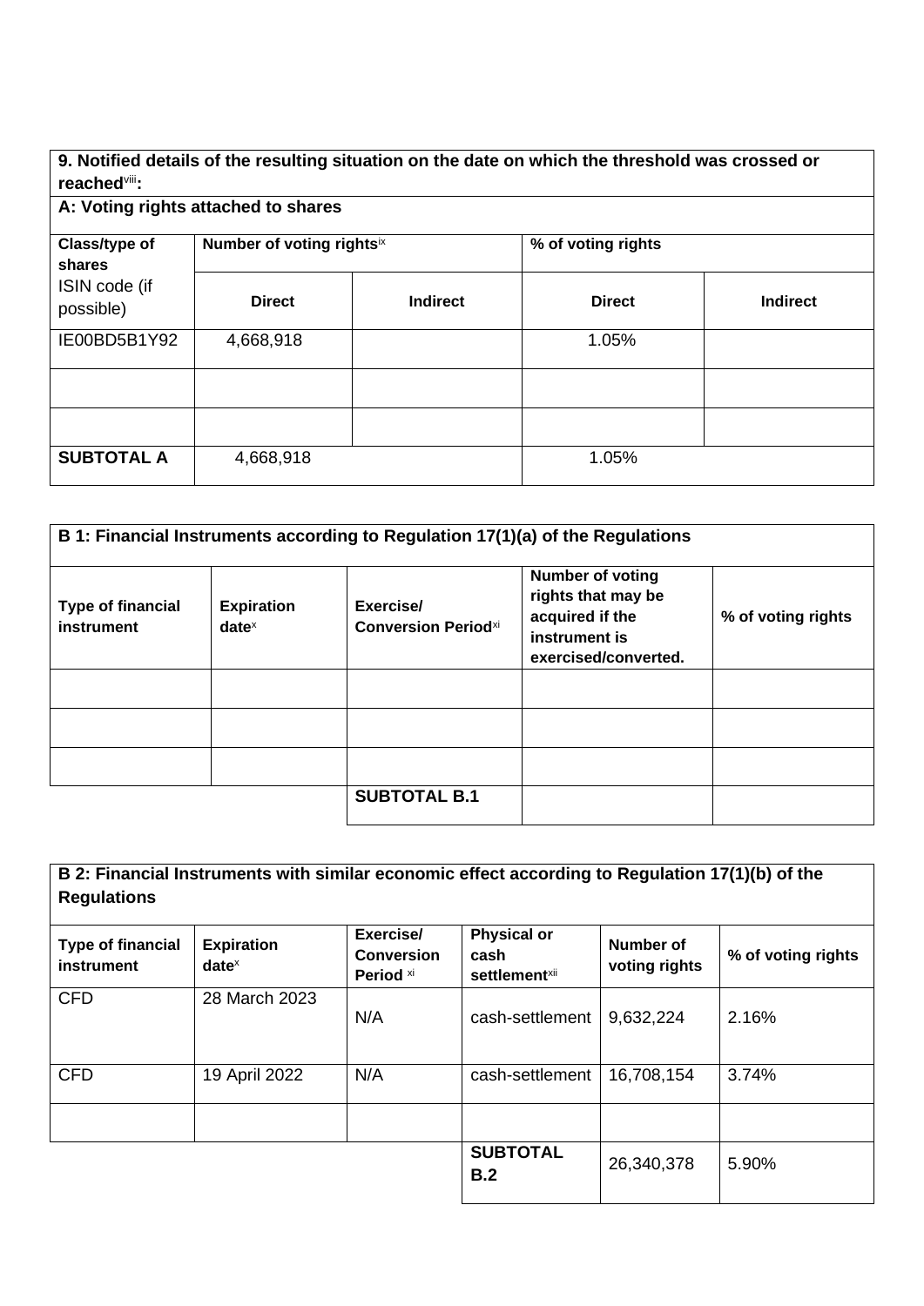**9. Notified details of the resulting situation on the date on which the threshold was crossed or reached[viii]:**

**A: Voting rights attached to shares**

| Class/type of shares ISIN code (if possible) | Number of voting rights[ix] | | % of voting rights | |
|---|---|---|---|---|
| | **Direct** | **Indirect** | **Direct** | **Indirect** |
| IE00BD5B1Y92 | 4,668,918 | | 1.05% | |
| | | | | |
| | | | | |
| **SUBTOTAL A** | 4,668,918 | | 1.05% | |

**B 1: Financial Instruments according to Regulation 17(1)(a) of the Regulations**

| Type of financial instrument | Expiration date[x] | Exercise/ Conversion Period[xi] | Number of voting rights that may be acquired if the instrument is exercised/converted. | % of voting rights |
|---|---|---|---|---|
| | | | | |
| | | | | |
| | | | | |
| | | **SUBTOTAL B.1** | | |

**B 2: Financial Instruments with similar economic effect according to Regulation 17(1)(b) of the Regulations**

| Type of financial instrument | Expiration date[x] | Exercise/ Conversion Period[xi] | Physical or cash settlement[xii] | Number of voting rights | % of voting rights |
|---|---|---|---|---|---|
| CFD | 28 March 2023 | N/A | cash-settlement | 9,632,224 | 2.16% |
| CFD | 19 April 2022 | N/A | cash-settlement | 16,708,154 | 3.74% |
| | | | | | |
| | | | **SUBTOTAL B.2** | 26,340,378 | 5.90% |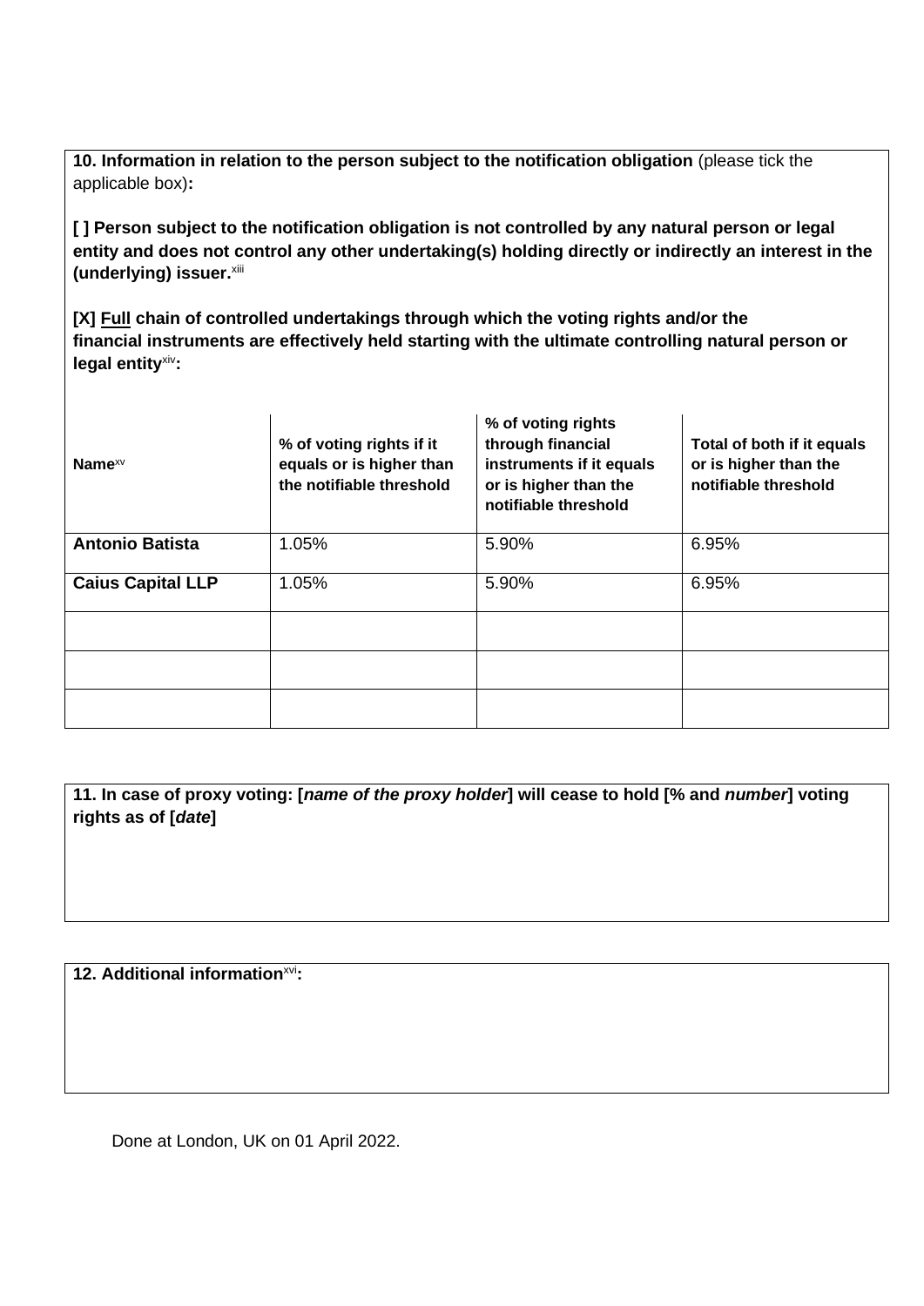**10. Information in relation to the person subject to the notification obligation** (please tick the applicable box)**:**

**[ ] Person subject to the notification obligation is not controlled by any natural person or legal entity and does not control any other undertaking(s) holding directly or indirectly an interest in the (underlying) issuer.**[xiii]

**[X] <u>Full</u> chain of controlled undertakings through which the voting rights and/or the financial instruments are effectively held starting with the ultimate controlling natural person or legal entity**[xiv]**:**

| **Name**[xv] | **% of voting rights if it equals or is higher than the notifiable threshold** | **% of voting rights through financial instruments if it equals or is higher than the notifiable threshold** | **Total of both if it equals or is higher than the notifiable threshold** |
|---|---|---|---|
| **Antonio Batista** | 1.05% | 5.90% | 6.95% |
| **Caius Capital LLP** | 1.05% | 5.90% | 6.95% |
| | | | |
| | | | |
| | | | |

**11. In case of proxy voting: [*name of the proxy holder*] will cease to hold [% and *number*] voting rights as of [*date*]**

**12. Additional information**[xvi]**:**

Done at London, UK on 01 April 2022.